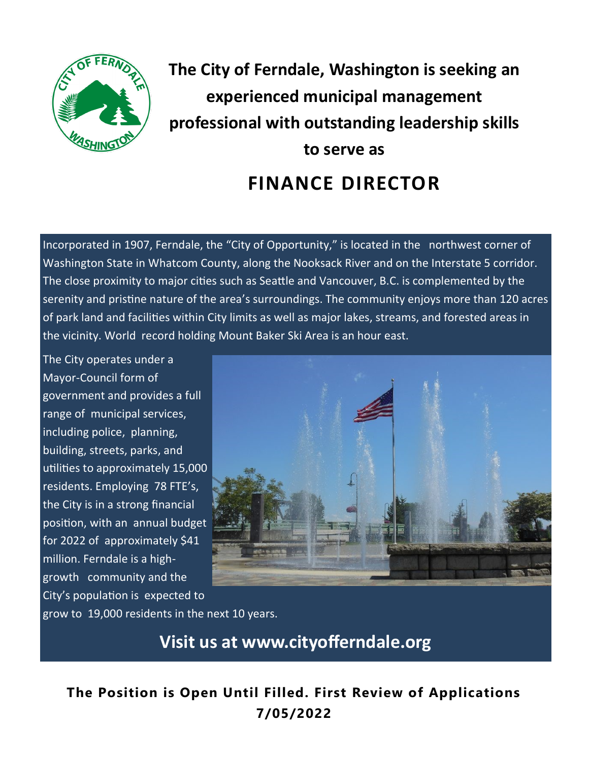**The City of Ferndale, Washington is seeking an experienced municipal management professional with outstanding leadership skills to serve as**

# FINANCE DIRECTOR

Incorporated in 1907, Ferndale, the "City of Opportunity," is located in the northwest corner of Washington State in Whatcom County, along the Nooksack River and on the Interstate 5 corridor. The close proximity to major cities such as Seattle and Vancouver, B.C. is complemented by the serenity and pristine nature of the area's surroundings. The community enjoys more than 120 acres of park land and facilities within City limits as well as major lakes, streams, and forested areas in the vicinity. World record holding Mount Baker Ski Area is an hour east.

The City operates under a Mayor-Council form of government and provides a full range of municipal services, including police, planning, building, streets, parks, and utilities to approximately 15,000 residents. Employing 78 FTE's, the City is in a strong financial position, with an annual budget for 2022 of approximately $41 million. Ferndale is a high-growth community and the City's population is expected to grow to 19,000 residents in the next 10 years.

## Visit us at www.cityofferndale.org

**The Position is Open Until Filled. First Review of Applications 7/05/2022**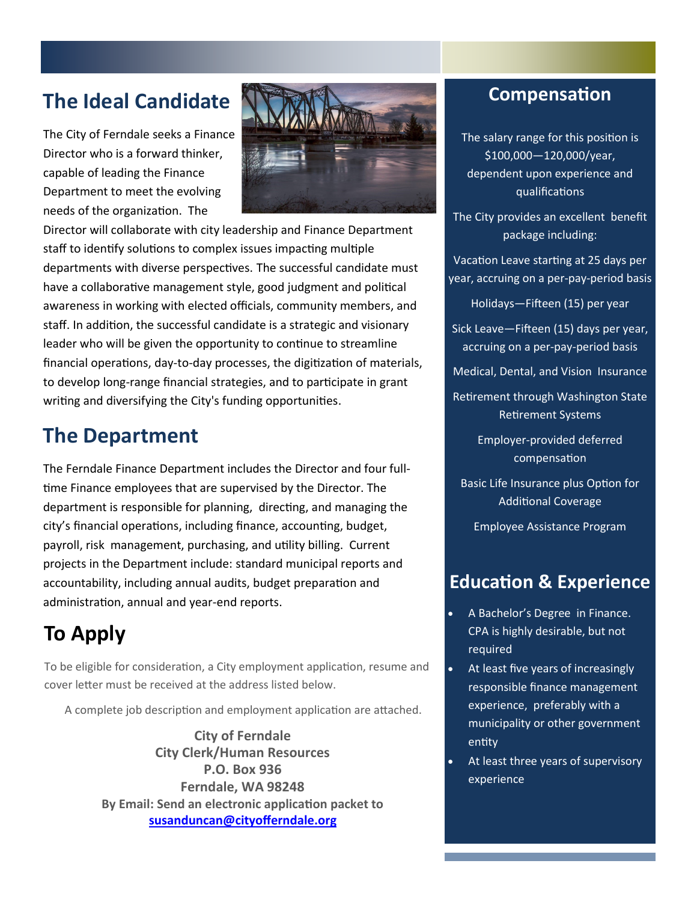## The Ideal Candidate

The City of Ferndale seeks a Finance Director who is a forward thinker, capable of leading the Finance Department to meet the evolving needs of the organization. The Director will collaborate with city leadership and Finance Department staff to identify solutions to complex issues impacting multiple departments with diverse perspectives. The successful candidate must have a collaborative management style, good judgment and political awareness in working with elected officials, community members, and staff. In addition, the successful candidate is a strategic and visionary leader who will be given the opportunity to continue to streamline financial operations, day-to-day processes, the digitization of materials, to develop long-range financial strategies, and to participate in grant writing and diversifying the City's funding opportunities.

## The Department

The Ferndale Finance Department includes the Director and four full-time Finance employees that are supervised by the Director. The department is responsible for planning, directing, and managing the city's financial operations, including finance, accounting, budget, payroll, risk management, purchasing, and utility billing. Current projects in the Department include: standard municipal reports and accountability, including annual audits, budget preparation and administration, annual and year-end reports.

## To Apply

To be eligible for consideration, a City employment application, resume and cover letter must be received at the address listed below.

A complete job description and employment application are attached.

**City of Ferndale**
**City Clerk/Human Resources**
**P.O. Box 936**
**Ferndale, WA 98248**
**By Email: Send an electronic application packet to**
**susanduncan@cityofferndale.org**

## Compensation

The salary range for this position is $100,000—120,000/year, dependent upon experience and qualifications

The City provides an excellent benefit package including:

Vacation Leave starting at 25 days per year, accruing on a per-pay-period basis

Holidays—Fifteen (15) per year

Sick Leave—Fifteen (15) days per year, accruing on a per-pay-period basis

Medical, Dental, and Vision Insurance

Retirement through Washington State Retirement Systems

Employer-provided deferred compensation

Basic Life Insurance plus Option for Additional Coverage

Employee Assistance Program

## Education & Experience

- A Bachelor's Degree in Finance. CPA is highly desirable, but not required
- At least five years of increasingly responsible finance management experience, preferably with a municipality or other government entity
- At least three years of supervisory experience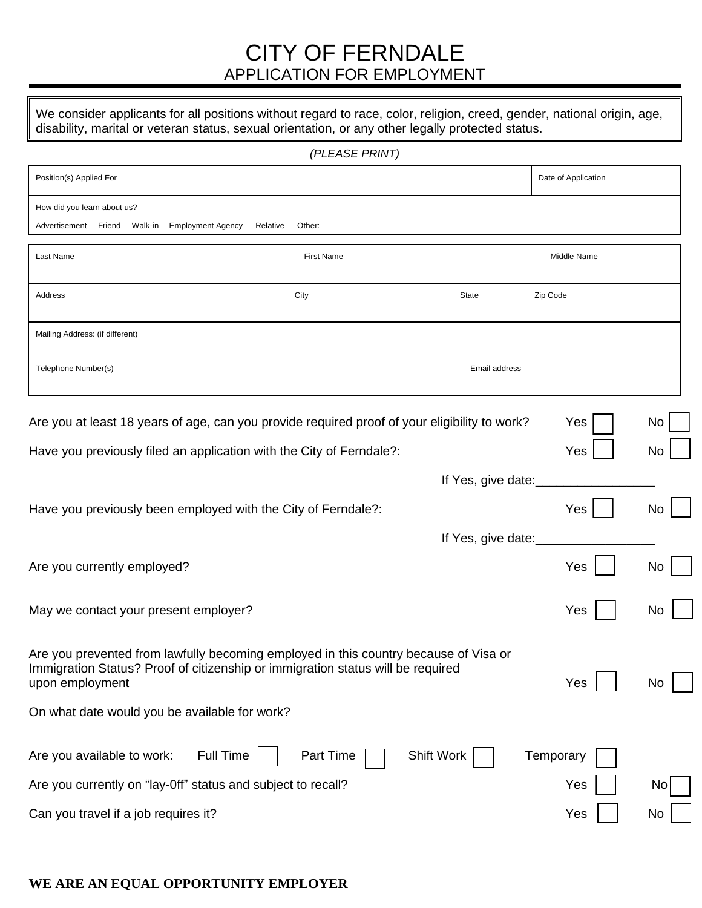# CITY OF FERNDALE

## APPLICATION FOR EMPLOYMENT

We consider applicants for all positions without regard to race, color, religion, creed, gender, national origin, age, disability, marital or veteran status, sexual orientation, or any other legally protected status.

*(PLEASE PRINT)*

| Position(s) Applied For | | | Date of Application |
|---|---|---|---|
| How did you learn about us?<br>Advertisement Friend Walk-in Employment Agency Relative Other: | | | |

| Last Name | First Name | | Middle Name |
|---|---|---|---|
| Address | City | State | Zip Code |
| Mailing Address: (if different) | | | |
| Telephone Number(s) | | Email address | |

Are you at least 18 years of age, can you provide required proof of your eligibility to work? Yes ☐ No ☐

Have you previously filed an application with the City of Ferndale?: Yes ☐ No ☐

If Yes, give date:_________________

Have you previously been employed with the City of Ferndale?: Yes ☐ No ☐

If Yes, give date:_________________

Are you currently employed? Yes ☐ No ☐

May we contact your present employer? Yes ☐ No ☐

Are you prevented from lawfully becoming employed in this country because of Visa or Immigration Status? Proof of citizenship or immigration status will be required upon employment Yes ☐ No ☐

On what date would you be available for work?

Are you available to work: Full Time ☐ Part Time ☐ Shift Work ☐ Temporary ☐

Are you currently on "lay-0ff" status and subject to recall? Yes ☐ No ☐

Can you travel if a job requires it? Yes ☐ No ☐

**WE ARE AN EQUAL OPPORTUNITY EMPLOYER**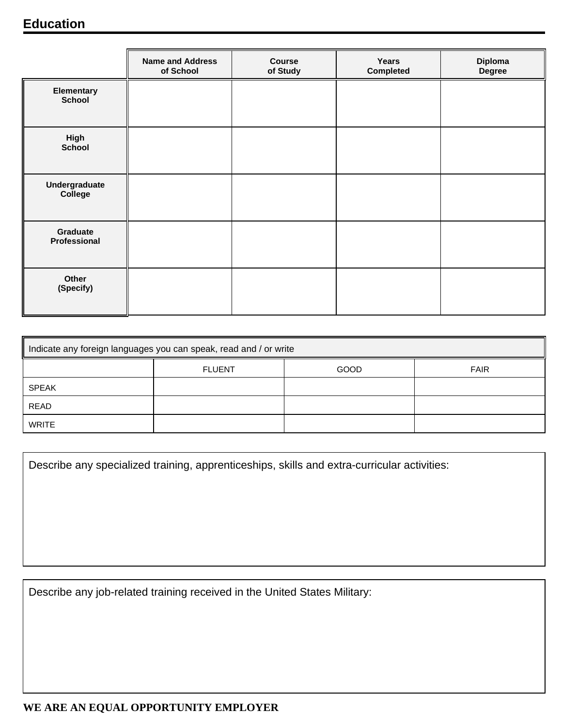## Education

| | Name and Address of School | Course of Study | Years Completed | Diploma Degree |
|---|---|---|---|---|
| **Elementary School** | | | | |
| **High School** | | | | |
| **Undergraduate College** | | | | |
| **Graduate Professional** | | | | |
| **Other (Specify)** | | | | |

| Indicate any foreign languages you can speak, read and / or write | | | |
|---|---|---|---|
| | FLUENT | GOOD | FAIR |
| SPEAK | | | |
| READ | | | |
| WRITE | | | |

Describe any specialized training, apprenticeships, skills and extra-curricular activities:

Describe any job-related training received in the United States Military:

**WE ARE AN EQUAL OPPORTUNITY EMPLOYER**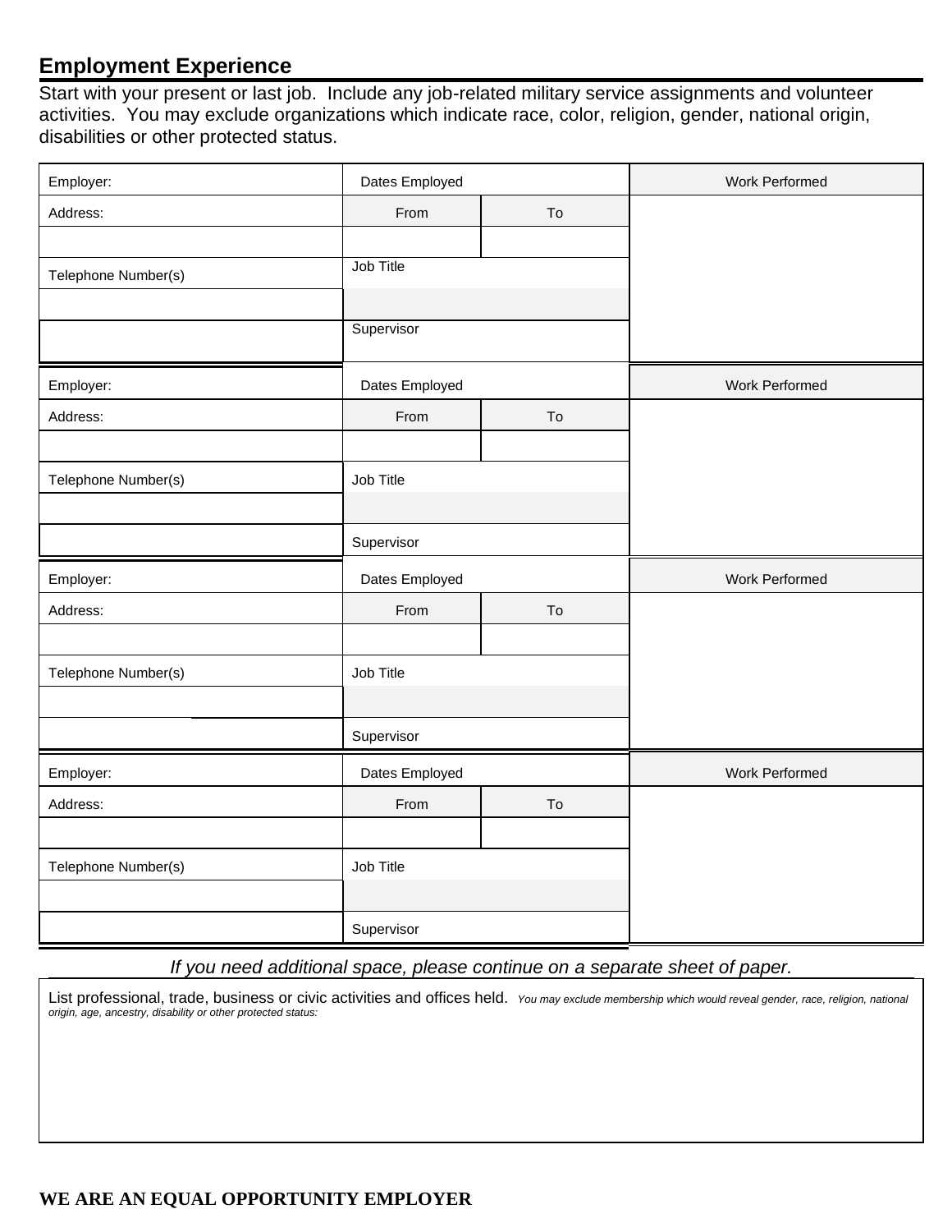## Employment Experience

Start with your present or last job. Include any job-related military service assignments and volunteer activities. You may exclude organizations which indicate race, color, religion, gender, national origin, disabilities or other protected status.

| Employer: | Dates Employed | | Work Performed |
|---|---|---|---|
| Address: | From | To | |
| | | | |
| Telephone Number(s) | Job Title | | |
| | | | |
| | Supervisor | | |

| Employer: | Dates Employed | | Work Performed |
|---|---|---|---|
| Address: | From | To | |
| | | | |
| Telephone Number(s) | Job Title | | |
| | | | |
| | Supervisor | | |

| Employer: | Dates Employed | | Work Performed |
|---|---|---|---|
| Address: | From | To | |
| | | | |
| Telephone Number(s) | Job Title | | |
| | | | |
| | Supervisor | | |

| Employer: | Dates Employed | | Work Performed |
|---|---|---|---|
| Address: | From | To | |
| | | | |
| Telephone Number(s) | Job Title | | |
| | | | |
| | Supervisor | | |

*If you need additional space, please continue on a separate sheet of paper.*

List professional, trade, business or civic activities and offices held. *You may exclude membership which would reveal gender, race, religion, national origin, age, ancestry, disability or other protected status:*

**WE ARE AN EQUAL OPPORTUNITY EMPLOYER**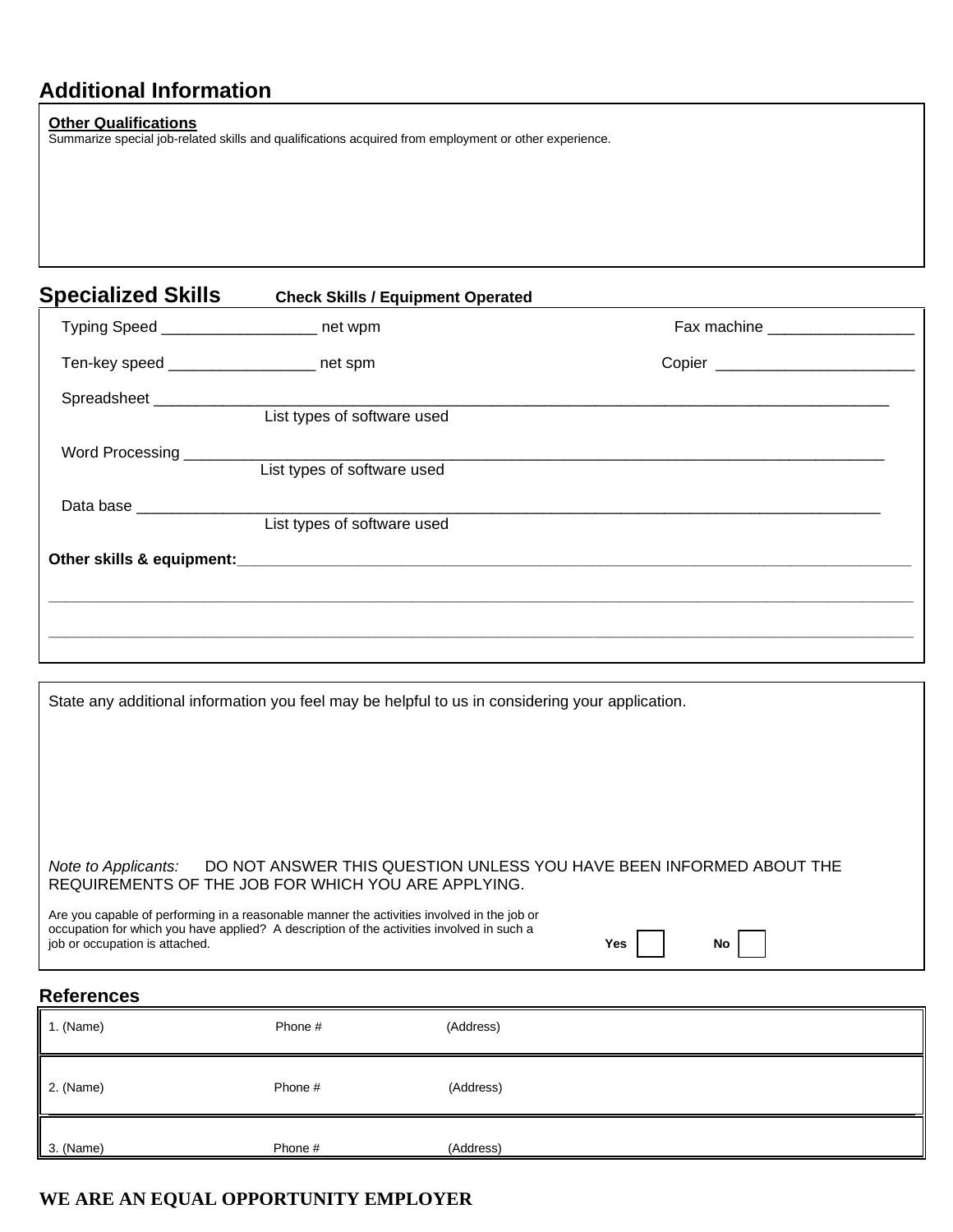## Additional Information

**Other Qualifications**

Summarize special job-related skills and qualifications acquired from employment or other experience.

## Specialized Skills

**Check Skills / Equipment Operated**

Typing Speed __________________ net wpm

Fax machine _________________

Ten-key speed _________________ net spm

Copier _______________________

Spreadsheet ____________________________________________________________________________________
List types of software used

Word Processing ________________________________________________________________________________
List types of software used

Data base _______________________________________________________________________________________
List types of software used

**Other skills & equipment:**_______________________________________________________________________________

_______________________________________________________________________________________________________

_______________________________________________________________________________________________________

State any additional information you feel may be helpful to us in considering your application.

*Note to Applicants:* DO NOT ANSWER THIS QUESTION UNLESS YOU HAVE BEEN INFORMED ABOUT THE REQUIREMENTS OF THE JOB FOR WHICH YOU ARE APPLYING.

Are you capable of performing in a reasonable manner the activities involved in the job or occupation for which you have applied? A description of the activities involved in such a job or occupation is attached.

**Yes** ☐ **No** ☐

## References

| (Name) | Phone # | (Address) |
|---|---|---|
| 1. | | |
| 2. | | |
| 3. | | |

**WE ARE AN EQUAL OPPORTUNITY EMPLOYER**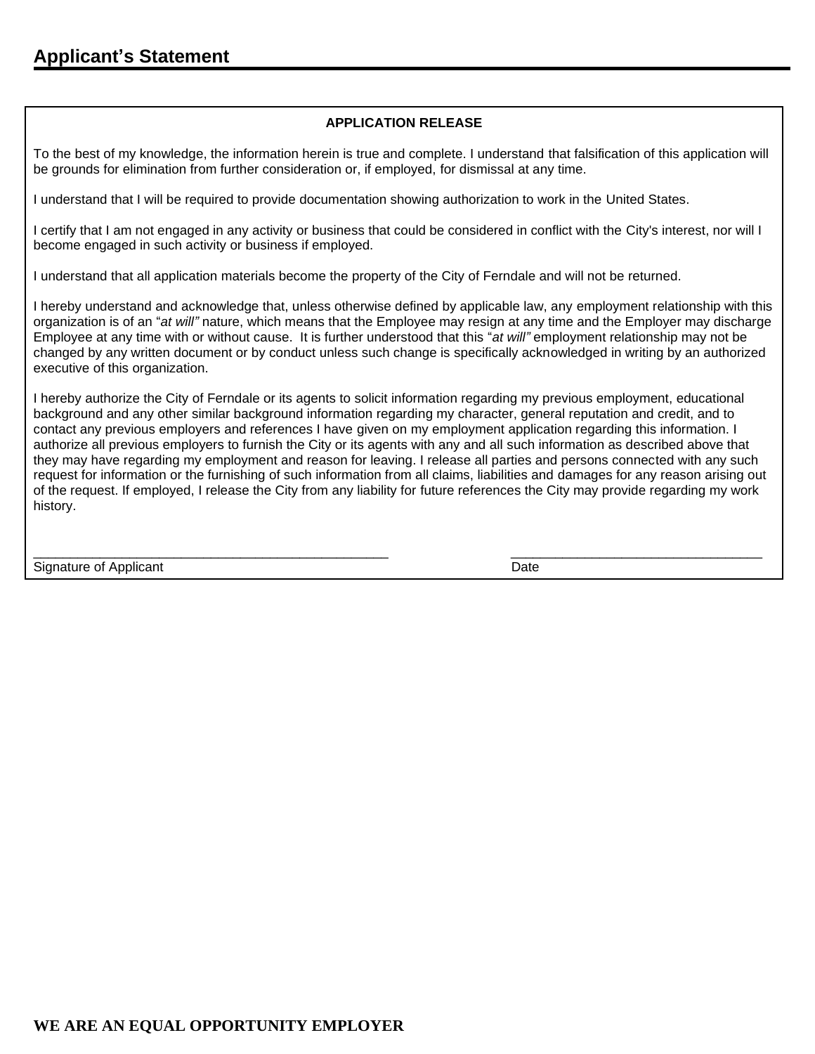## Applicant's Statement

**APPLICATION RELEASE**

To the best of my knowledge, the information herein is true and complete. I understand that falsification of this application will be grounds for elimination from further consideration or, if employed, for dismissal at any time.

I understand that I will be required to provide documentation showing authorization to work in the United States.

I certify that I am not engaged in any activity or business that could be considered in conflict with the City's interest, nor will I become engaged in such activity or business if employed.

I understand that all application materials become the property of the City of Ferndale and will not be returned.

I hereby understand and acknowledge that, unless otherwise defined by applicable law, any employment relationship with this organization is of an "*at will*" nature, which means that the Employee may resign at any time and the Employer may discharge Employee at any time with or without cause. It is further understood that this "*at will*" employment relationship may not be changed by any written document or by conduct unless such change is specifically acknowledged in writing by an authorized executive of this organization.

I hereby authorize the City of Ferndale or its agents to solicit information regarding my previous employment, educational background and any other similar background information regarding my character, general reputation and credit, and to contact any previous employers and references I have given on my employment application regarding this information. I authorize all previous employers to furnish the City or its agents with any and all such information as described above that they may have regarding my employment and reason for leaving. I release all parties and persons connected with any such request for information or the furnishing of such information from all claims, liabilities and damages for any reason arising out of the request. If employed, I release the City from any liability for future references the City may provide regarding my work history.

\_\_\_\_\_\_\_\_\_\_\_\_\_\_\_\_\_\_\_\_\_\_\_\_\_\_\_\_\_\_\_\_\_\_\_\_\_\_\_\_ \_\_\_\_\_\_\_\_\_\_\_\_\_\_\_\_\_\_\_\_\_\_\_\_\_\_\_\_\_\_

Signature of Applicant Date

**WE ARE AN EQUAL OPPORTUNITY EMPLOYER**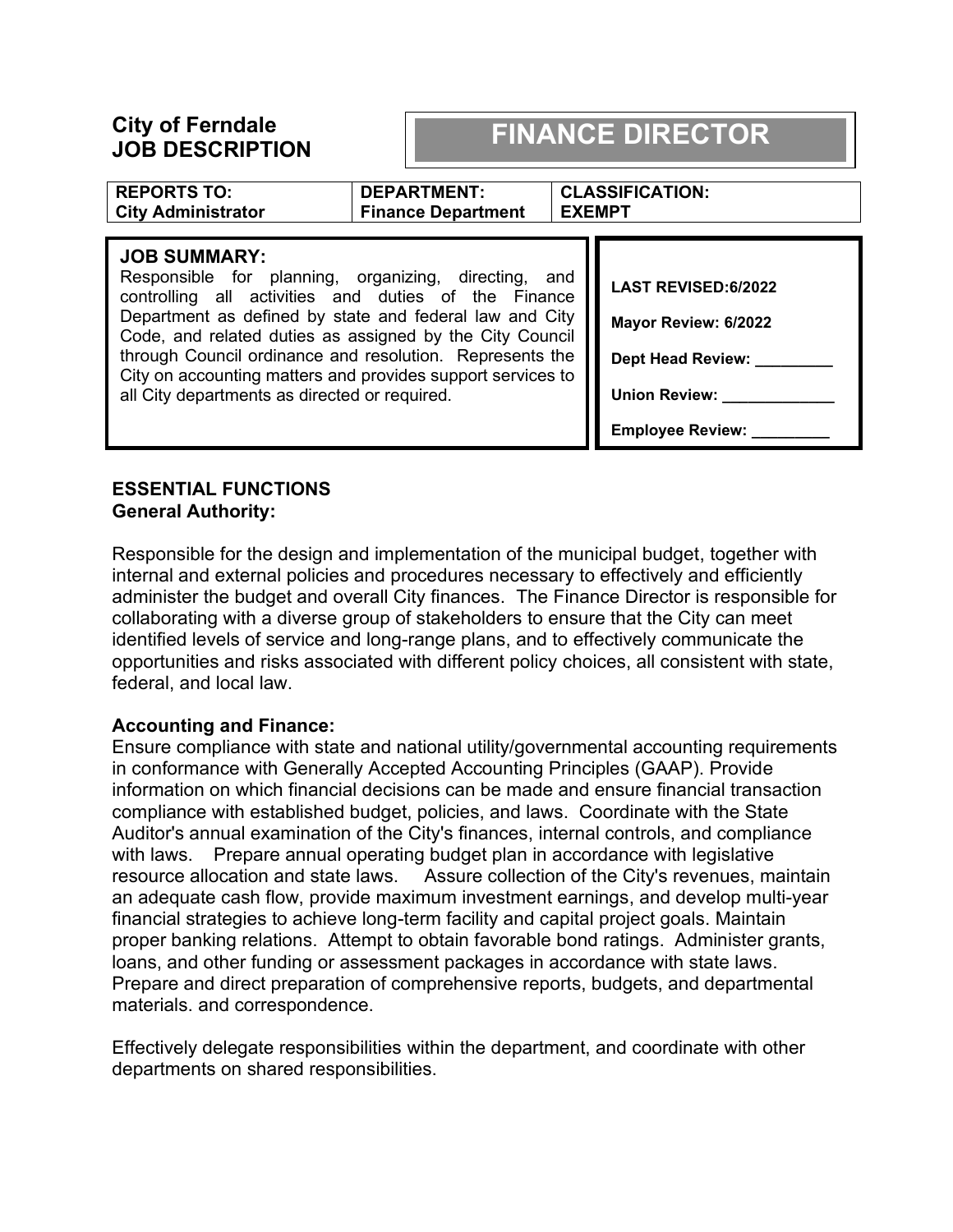**City of Ferndale**
**JOB DESCRIPTION**

# FINANCE DIRECTOR

| REPORTS TO: | DEPARTMENT: | CLASSIFICATION: |
|---|---|---|
| City Administrator | Finance Department | EXEMPT |

**JOB SUMMARY:**
Responsible for planning, organizing, directing, and controlling all activities and duties of the Finance Department as defined by state and federal law and City Code, and related duties as assigned by the City Council through Council ordinance and resolution. Represents the City on accounting matters and provides support services to all City departments as directed or required.

**LAST REVISED:6/2022**

**Mayor Review: 6/2022**

**Dept Head Review: _________**

**Union Review: _____________**

**Employee Review: _________**

## ESSENTIAL FUNCTIONS

### General Authority:

Responsible for the design and implementation of the municipal budget, together with internal and external policies and procedures necessary to effectively and efficiently administer the budget and overall City finances. The Finance Director is responsible for collaborating with a diverse group of stakeholders to ensure that the City can meet identified levels of service and long-range plans, and to effectively communicate the opportunities and risks associated with different policy choices, all consistent with state, federal, and local law.

### Accounting and Finance:

Ensure compliance with state and national utility/governmental accounting requirements in conformance with Generally Accepted Accounting Principles (GAAP). Provide information on which financial decisions can be made and ensure financial transaction compliance with established budget, policies, and laws. Coordinate with the State Auditor's annual examination of the City's finances, internal controls, and compliance with laws. Prepare annual operating budget plan in accordance with legislative resource allocation and state laws. Assure collection of the City's revenues, maintain an adequate cash flow, provide maximum investment earnings, and develop multi-year financial strategies to achieve long-term facility and capital project goals. Maintain proper banking relations. Attempt to obtain favorable bond ratings. Administer grants, loans, and other funding or assessment packages in accordance with state laws. Prepare and direct preparation of comprehensive reports, budgets, and departmental materials. and correspondence.

Effectively delegate responsibilities within the department, and coordinate with other departments on shared responsibilities.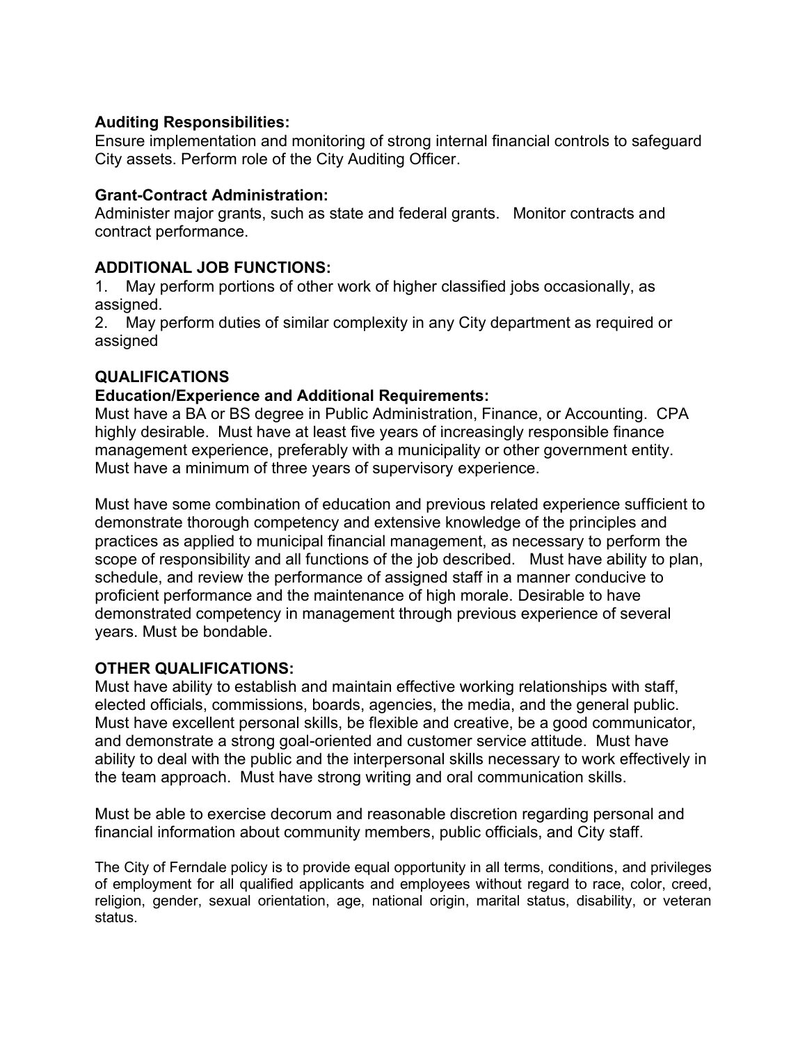**Auditing Responsibilities:**
Ensure implementation and monitoring of strong internal financial controls to safeguard City assets. Perform role of the City Auditing Officer.

**Grant-Contract Administration:**
Administer major grants, such as state and federal grants. Monitor contracts and contract performance.

## ADDITIONAL JOB FUNCTIONS:

1. May perform portions of other work of higher classified jobs occasionally, as assigned.
2. May perform duties of similar complexity in any City department as required or assigned

## QUALIFICATIONS

**Education/Experience and Additional Requirements:**
Must have a BA or BS degree in Public Administration, Finance, or Accounting. CPA highly desirable. Must have at least five years of increasingly responsible finance management experience, preferably with a municipality or other government entity. Must have a minimum of three years of supervisory experience.

Must have some combination of education and previous related experience sufficient to demonstrate thorough competency and extensive knowledge of the principles and practices as applied to municipal financial management, as necessary to perform the scope of responsibility and all functions of the job described. Must have ability to plan, schedule, and review the performance of assigned staff in a manner conducive to proficient performance and the maintenance of high morale. Desirable to have demonstrated competency in management through previous experience of several years. Must be bondable.

## OTHER QUALIFICATIONS:

Must have ability to establish and maintain effective working relationships with staff, elected officials, commissions, boards, agencies, the media, and the general public. Must have excellent personal skills, be flexible and creative, be a good communicator, and demonstrate a strong goal-oriented and customer service attitude. Must have ability to deal with the public and the interpersonal skills necessary to work effectively in the team approach. Must have strong writing and oral communication skills.

Must be able to exercise decorum and reasonable discretion regarding personal and financial information about community members, public officials, and City staff.

The City of Ferndale policy is to provide equal opportunity in all terms, conditions, and privileges of employment for all qualified applicants and employees without regard to race, color, creed, religion, gender, sexual orientation, age, national origin, marital status, disability, or veteran status.